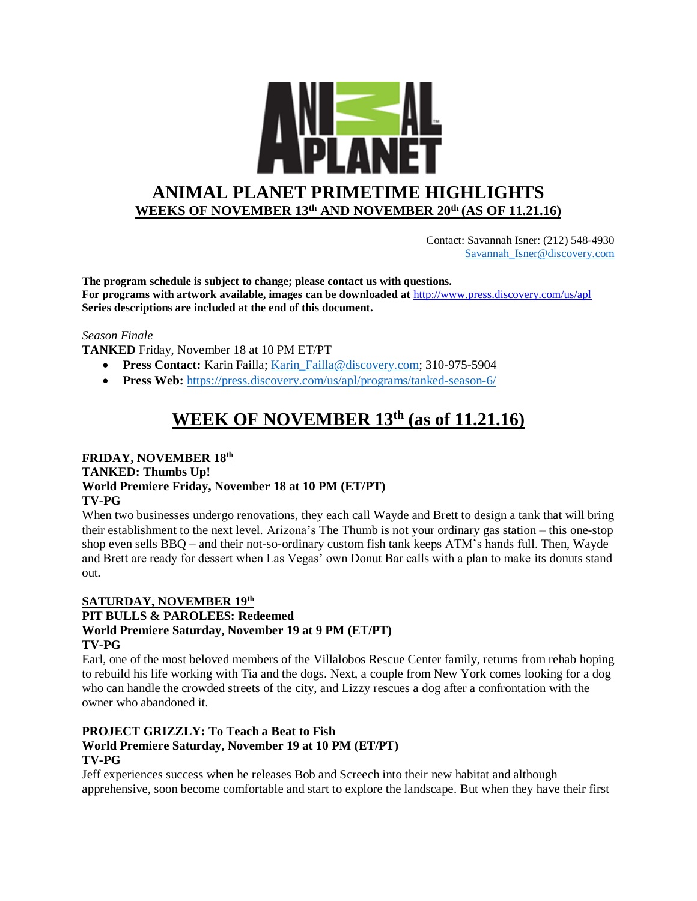# ANIMAL PLANET PRIMETIME HIGHLIGHTS

## WEEKS OF NOVEMBER 13th AND NOVEMBER 20th (AS OF 11.21.16)

Contact: Savannah Isner: (212) 548-4930
Savannah_Isner@discovery.com

**The program schedule is subject to change; please contact us with questions.**
**For programs with artwork available, images can be downloaded at** http://www.press.discovery.com/us/apl
**Series descriptions are included at the end of this document.**

*Season Finale*
**TANKED** Friday, November 18 at 10 PM ET/PT

- **Press Contact:** Karin Failla; Karin_Failla@discovery.com; 310-975-5904
- **Press Web:** https://press.discovery.com/us/apl/programs/tanked-season-6/

## WEEK OF NOVEMBER 13th (as of 11.21.16)

### FRIDAY, NOVEMBER 18th

**TANKED: Thumbs Up!**
**World Premiere Friday, November 18 at 10 PM (ET/PT)**
**TV-PG**

When two businesses undergo renovations, they each call Wayde and Brett to design a tank that will bring their establishment to the next level. Arizona's The Thumb is not your ordinary gas station – this one-stop shop even sells BBQ – and their not-so-ordinary custom fish tank keeps ATM's hands full. Then, Wayde and Brett are ready for dessert when Las Vegas' own Donut Bar calls with a plan to make its donuts stand out.

### SATURDAY, NOVEMBER 19th

**PIT BULLS & PAROLEES: Redeemed**
**World Premiere Saturday, November 19 at 9 PM (ET/PT)**
**TV-PG**

Earl, one of the most beloved members of the Villalobos Rescue Center family, returns from rehab hoping to rebuild his life working with Tia and the dogs. Next, a couple from New York comes looking for a dog who can handle the crowded streets of the city, and Lizzy rescues a dog after a confrontation with the owner who abandoned it.

**PROJECT GRIZZLY: To Teach a Beat to Fish**
**World Premiere Saturday, November 19 at 10 PM (ET/PT)**
**TV-PG**

Jeff experiences success when he releases Bob and Screech into their new habitat and although apprehensive, soon become comfortable and start to explore the landscape. But when they have their first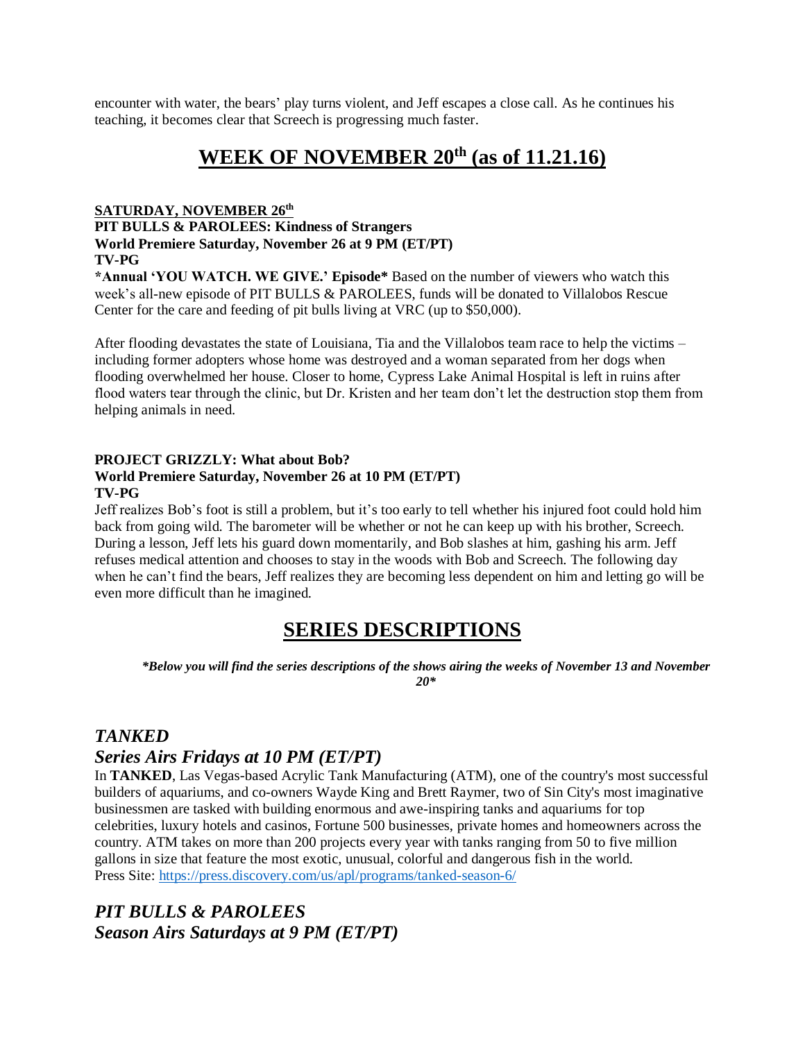encounter with water, the bears' play turns violent, and Jeff escapes a close call. As he continues his teaching, it becomes clear that Screech is progressing much faster.

# WEEK OF NOVEMBER 20th (as of 11.21.16)

**SATURDAY, NOVEMBER 26th**

**PIT BULLS & PAROLEES: Kindness of Strangers**
**World Premiere Saturday, November 26 at 9 PM (ET/PT)**
**TV-PG**

**\*Annual 'YOU WATCH. WE GIVE.' Episode\*** Based on the number of viewers who watch this week's all-new episode of PIT BULLS & PAROLEES, funds will be donated to Villalobos Rescue Center for the care and feeding of pit bulls living at VRC (up to $50,000).

After flooding devastates the state of Louisiana, Tia and the Villalobos team race to help the victims – including former adopters whose home was destroyed and a woman separated from her dogs when flooding overwhelmed her house. Closer to home, Cypress Lake Animal Hospital is left in ruins after flood waters tear through the clinic, but Dr. Kristen and her team don't let the destruction stop them from helping animals in need.

**PROJECT GRIZZLY: What about Bob?**
**World Premiere Saturday, November 26 at 10 PM (ET/PT)**
**TV-PG**

Jeff realizes Bob's foot is still a problem, but it's too early to tell whether his injured foot could hold him back from going wild. The barometer will be whether or not he can keep up with his brother, Screech. During a lesson, Jeff lets his guard down momentarily, and Bob slashes at him, gashing his arm. Jeff refuses medical attention and chooses to stay in the woods with Bob and Screech. The following day when he can't find the bears, Jeff realizes they are becoming less dependent on him and letting go will be even more difficult than he imagined.

# SERIES DESCRIPTIONS

***\*Below you will find the series descriptions of the shows airing the weeks of November 13 and November 20\****

## *TANKED*
## *Series Airs Fridays at 10 PM (ET/PT)*

In **TANKED**, Las Vegas-based Acrylic Tank Manufacturing (ATM), one of the country's most successful builders of aquariums, and co-owners Wayde King and Brett Raymer, two of Sin City's most imaginative businessmen are tasked with building enormous and awe-inspiring tanks and aquariums for top celebrities, luxury hotels and casinos, Fortune 500 businesses, private homes and homeowners across the country. ATM takes on more than 200 projects every year with tanks ranging from 50 to five million gallons in size that feature the most exotic, unusual, colorful and dangerous fish in the world.
Press Site: https://press.discovery.com/us/apl/programs/tanked-season-6/

## *PIT BULLS & PAROLEES*
## *Season Airs Saturdays at 9 PM (ET/PT)*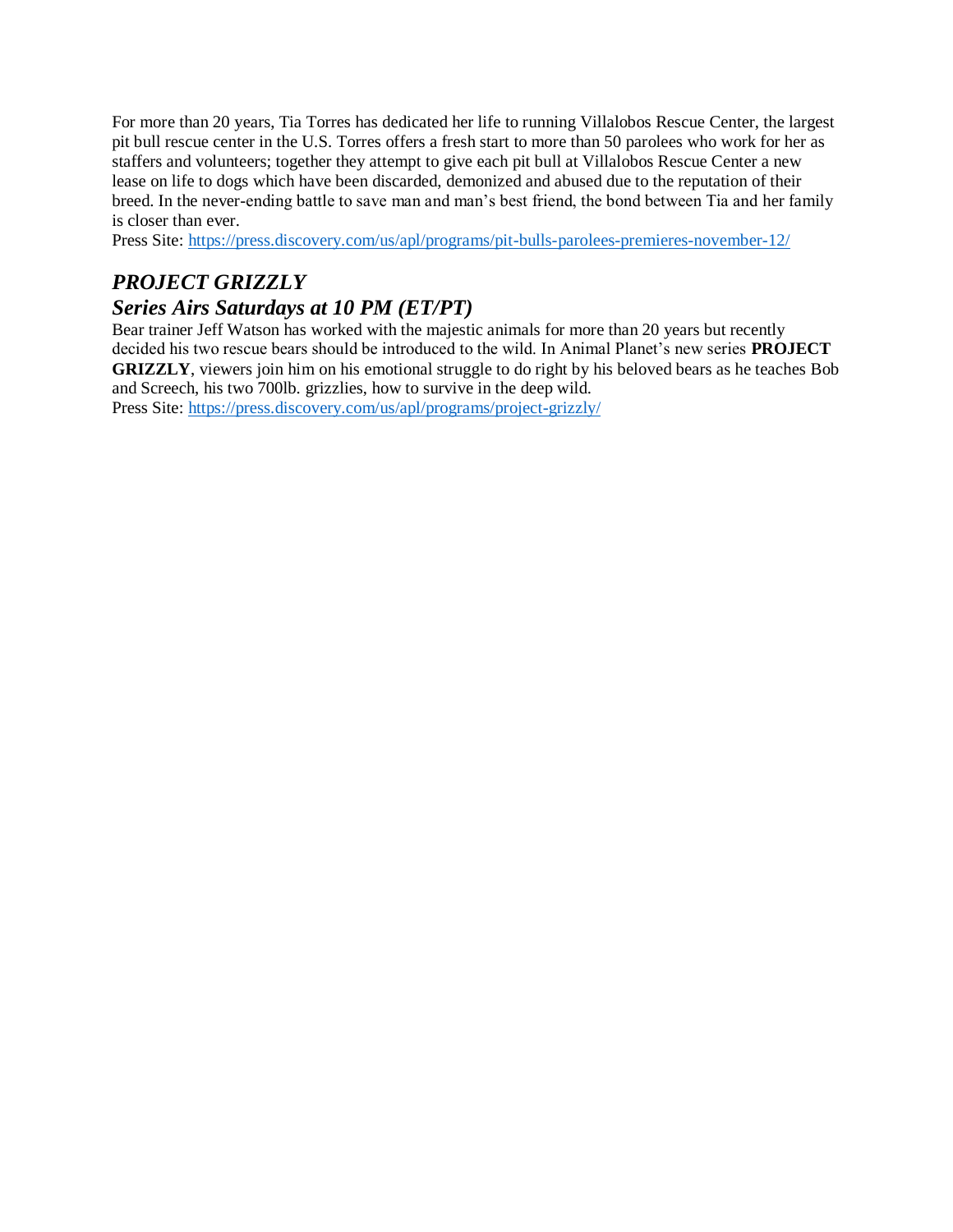For more than 20 years, Tia Torres has dedicated her life to running Villalobos Rescue Center, the largest pit bull rescue center in the U.S. Torres offers a fresh start to more than 50 parolees who work for her as staffers and volunteers; together they attempt to give each pit bull at Villalobos Rescue Center a new lease on life to dogs which have been discarded, demonized and abused due to the reputation of their breed. In the never-ending battle to save man and man's best friend, the bond between Tia and her family is closer than ever.
Press Site: https://press.discovery.com/us/apl/programs/pit-bulls-parolees-premieres-november-12/

## *PROJECT GRIZZLY*
### *Series Airs Saturdays at 10 PM (ET/PT)*

Bear trainer Jeff Watson has worked with the majestic animals for more than 20 years but recently decided his two rescue bears should be introduced to the wild. In Animal Planet's new series **PROJECT GRIZZLY**, viewers join him on his emotional struggle to do right by his beloved bears as he teaches Bob and Screech, his two 700lb. grizzlies, how to survive in the deep wild.
Press Site: https://press.discovery.com/us/apl/programs/project-grizzly/